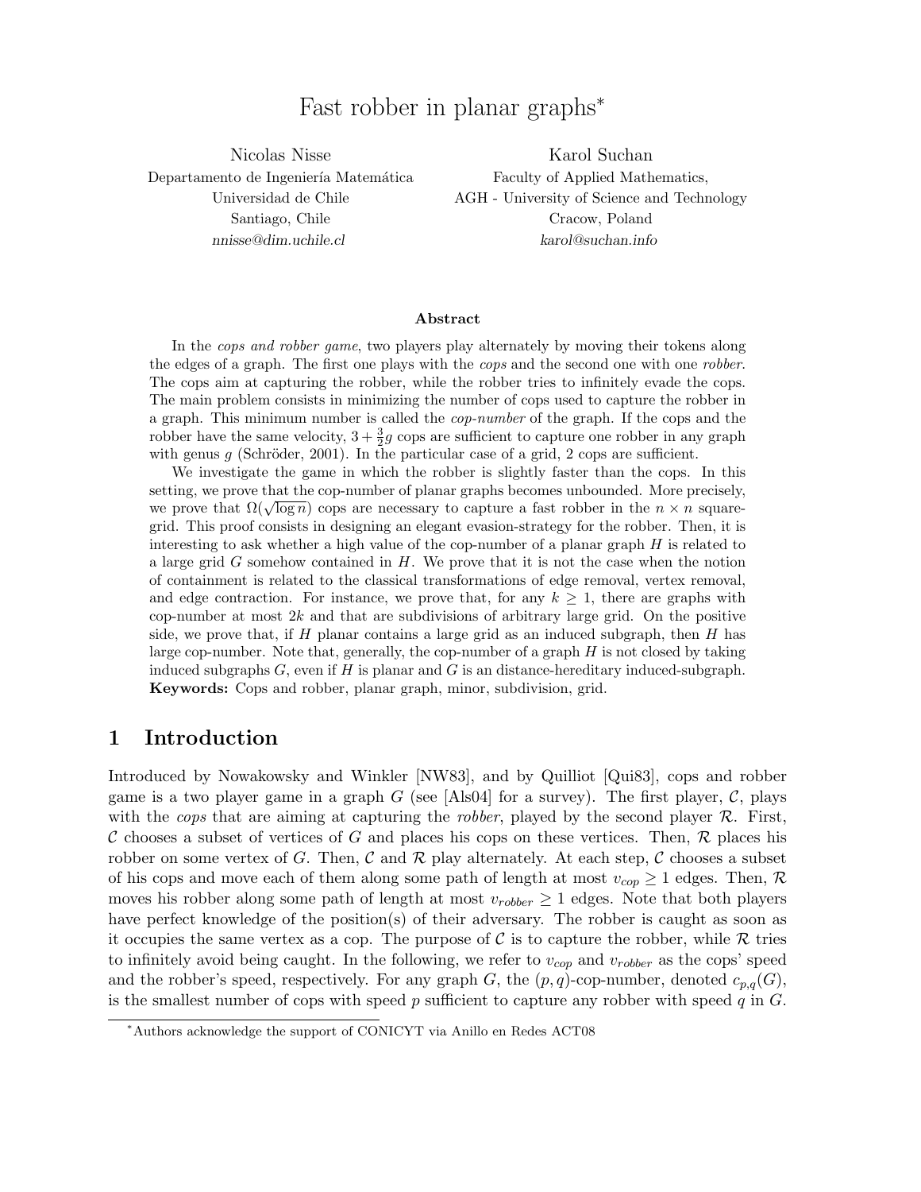# Fast robber in planar graphs*

Nicolas Nisse
Departamento de Ingeniería Matemática
Universidad de Chile
Santiago, Chile
*nnisse@dim.uchile.cl*

Karol Suchan
Faculty of Applied Mathematics,
AGH - University of Science and Technology
Cracow, Poland
*karol@suchan.info*

### Abstract

In the *cops and robber game*, two players play alternately by moving their tokens along the edges of a graph. The first one plays with the *cops* and the second one with one *robber*. The cops aim at capturing the robber, while the robber tries to infinitely evade the cops. The main problem consists in minimizing the number of cops used to capture the robber in a graph. This minimum number is called the *cop-number* of the graph. If the cops and the robber have the same velocity, $3 + \frac{3}{2}g$ cops are sufficient to capture one robber in any graph with genus $g$ (Schröder, 2001). In the particular case of a grid, 2 cops are sufficient.

We investigate the game in which the robber is slightly faster than the cops. In this setting, we prove that the cop-number of planar graphs becomes unbounded. More precisely, we prove that $\Omega(\sqrt{\log n})$ cops are necessary to capture a fast robber in the $n \times n$ square-grid. This proof consists in designing an elegant evasion-strategy for the robber. Then, it is interesting to ask whether a high value of the cop-number of a planar graph $H$ is related to a large grid $G$ somehow contained in $H$. We prove that it is not the case when the notion of containment is related to the classical transformations of edge removal, vertex removal, and edge contraction. For instance, we prove that, for any $k \geq 1$, there are graphs with cop-number at most $2k$ and that are subdivisions of arbitrary large grid. On the positive side, we prove that, if $H$ planar contains a large grid as an induced subgraph, then $H$ has large cop-number. Note that, generally, the cop-number of a graph $H$ is not closed by taking induced subgraphs $G$, even if $H$ is planar and $G$ is an distance-hereditary induced-subgraph.

**Keywords:** Cops and robber, planar graph, minor, subdivision, grid.

## 1 Introduction

Introduced by Nowakowsky and Winkler [NW83], and by Quilliot [Qui83], cops and robber game is a two player game in a graph $G$ (see [Als04] for a survey). The first player, $\mathcal{C}$, plays with the *cops* that are aiming at capturing the *robber*, played by the second player $\mathcal{R}$. First, $\mathcal{C}$ chooses a subset of vertices of $G$ and places his cops on these vertices. Then, $\mathcal{R}$ places his robber on some vertex of $G$. Then, $\mathcal{C}$ and $\mathcal{R}$ play alternately. At each step, $\mathcal{C}$ chooses a subset of his cops and move each of them along some path of length at most $v_{cop} \geq 1$ edges. Then, $\mathcal{R}$ moves his robber along some path of length at most $v_{robber} \geq 1$ edges. Note that both players have perfect knowledge of the position(s) of their adversary. The robber is caught as soon as it occupies the same vertex as a cop. The purpose of $\mathcal{C}$ is to capture the robber, while $\mathcal{R}$ tries to infinitely avoid being caught. In the following, we refer to $v_{cop}$ and $v_{robber}$ as the cops' speed and the robber's speed, respectively. For any graph $G$, the $(p, q)$-cop-number, denoted $c_{p,q}(G)$, is the smallest number of cops with speed $p$ sufficient to capture any robber with speed $q$ in $G$.

*Authors acknowledge the support of CONICYT via Anillo en Redes ACT08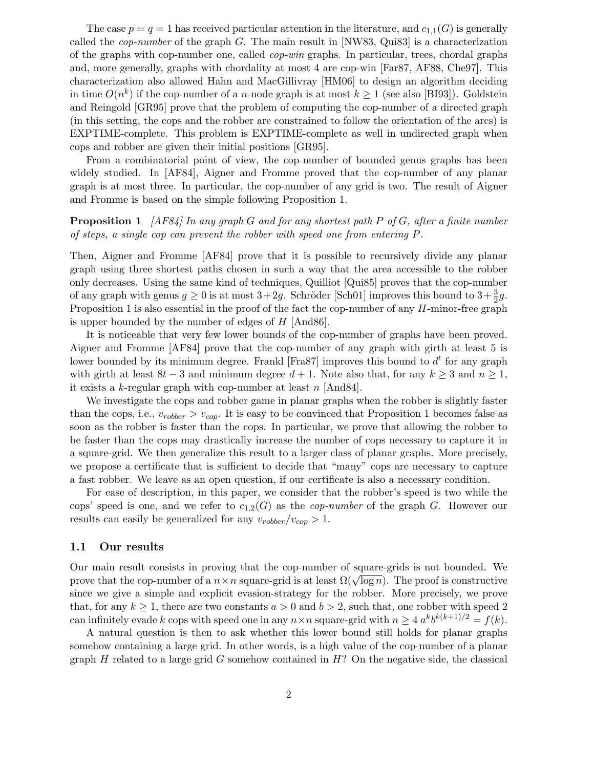The case $p = q = 1$ has received particular attention in the literature, and $c_{1,1}(G)$ is generally called the *cop-number* of the graph $G$. The main result in [NW83, Qui83] is a characterization of the graphs with cop-number one, called *cop-win* graphs. In particular, trees, chordal graphs and, more generally, graphs with chordality at most 4 are cop-win [Far87, AF88, Che97]. This characterization also allowed Hahn and MacGillivray [HM06] to design an algorithm deciding in time $O(n^k)$ if the cop-number of a $n$-node graph is at most $k \geq 1$ (see also [BI93]). Goldstein and Reingold [GR95] prove that the problem of computing the cop-number of a directed graph (in this setting, the cops and the robber are constrained to follow the orientation of the arcs) is EXPTIME-complete. This problem is EXPTIME-complete as well in undirected graph when cops and robber are given their initial positions [GR95].

From a combinatorial point of view, the cop-number of bounded genus graphs has been widely studied. In [AF84], Aigner and Fromme proved that the cop-number of any planar graph is at most three. In particular, the cop-number of any grid is two. The result of Aigner and Fromme is based on the simple following Proposition 1.

**Proposition 1** *[AF84] In any graph $G$ and for any shortest path $P$ of $G$, after a finite number of steps, a single cop can prevent the robber with speed one from entering $P$.*

Then, Aigner and Fromme [AF84] prove that it is possible to recursively divide any planar graph using three shortest paths chosen in such a way that the area accessible to the robber only decreases. Using the same kind of techniques, Quilliot [Qui85] proves that the cop-number of any graph with genus $g \geq 0$ is at most $3 + 2g$. Schröder [Sch01] improves this bound to $3 + \frac{3}{2}g$. Proposition 1 is also essential in the proof of the fact the cop-number of any $H$-minor-free graph is upper bounded by the number of edges of $H$ [And86].

It is noticeable that very few lower bounds of the cop-number of graphs have been proved. Aigner and Fromme [AF84] prove that the cop-number of any graph with girth at least 5 is lower bounded by its minimum degree. Frankl [Fra87] improves this bound to $d^t$ for any graph with girth at least $8t - 3$ and minimum degree $d + 1$. Note also that, for any $k \geq 3$ and $n \geq 1$, it exists a $k$-regular graph with cop-number at least $n$ [And84].

We investigate the cops and robber game in planar graphs when the robber is slightly faster than the cops, i.e., $v_{robber} > v_{cop}$. It is easy to be convinced that Proposition 1 becomes false as soon as the robber is faster than the cops. In particular, we prove that allowing the robber to be faster than the cops may drastically increase the number of cops necessary to capture it in a square-grid. We then generalize this result to a larger class of planar graphs. More precisely, we propose a certificate that is sufficient to decide that "many" cops are necessary to capture a fast robber. We leave as an open question, if our certificate is also a necessary condition.

For ease of description, in this paper, we consider that the robber's speed is two while the cops' speed is one, and we refer to $c_{1,2}(G)$ as the *cop-number* of the graph $G$. However our results can easily be generalized for any $v_{robber}/v_{cop} > 1$.

### 1.1 Our results

Our main result consists in proving that the cop-number of square-grids is not bounded. We prove that the cop-number of a $n \times n$ square-grid is at least $\Omega(\sqrt{\log n})$. The proof is constructive since we give a simple and explicit evasion-strategy for the robber. More precisely, we prove that, for any $k \geq 1$, there are two constants $a > 0$ and $b > 2$, such that, one robber with speed 2 can infinitely evade $k$ cops with speed one in any $n \times n$ square-grid with $n \geq 4\, a^k b^{k(k+1)/2} = f(k)$.

A natural question is then to ask whether this lower bound still holds for planar graphs somehow containing a large grid. In other words, is a high value of the cop-number of a planar graph $H$ related to a large grid $G$ somehow contained in $H$? On the negative side, the classical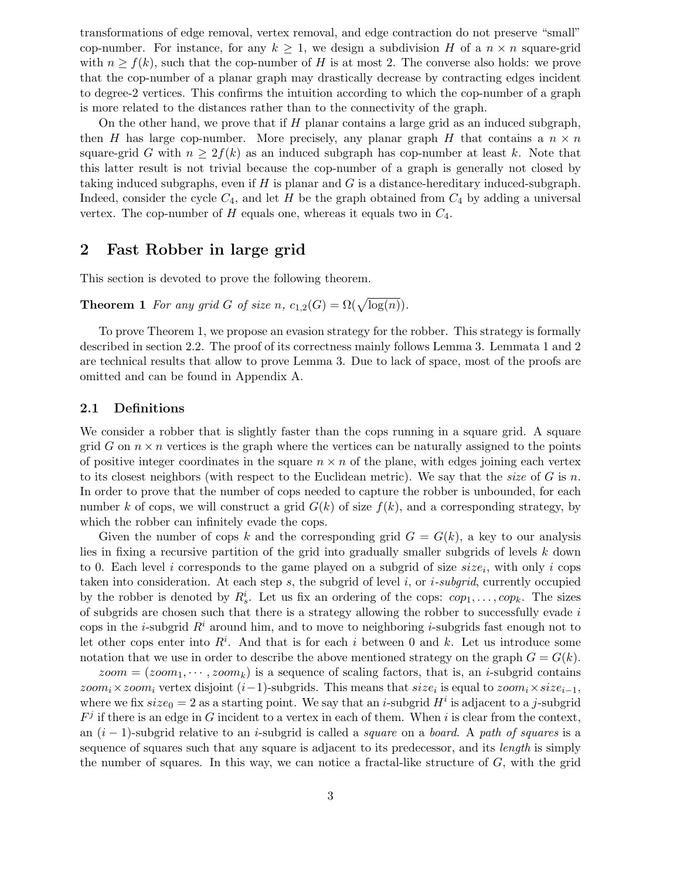transformations of edge removal, vertex removal, and edge contraction do not preserve "small" cop-number. For instance, for any $k \geq 1$, we design a subdivision $H$ of a $n \times n$ square-grid with $n \geq f(k)$, such that the cop-number of $H$ is at most 2. The converse also holds: we prove that the cop-number of a planar graph may drastically decrease by contracting edges incident to degree-2 vertices. This confirms the intuition according to which the cop-number of a graph is more related to the distances rather than to the connectivity of the graph.

On the other hand, we prove that if $H$ planar contains a large grid as an induced subgraph, then $H$ has large cop-number. More precisely, any planar graph $H$ that contains a $n \times n$ square-grid $G$ with $n \geq 2f(k)$ as an induced subgraph has cop-number at least $k$. Note that this latter result is not trivial because the cop-number of a graph is generally not closed by taking induced subgraphs, even if $H$ is planar and $G$ is a distance-hereditary induced-subgraph. Indeed, consider the cycle $C_4$, and let $H$ be the graph obtained from $C_4$ by adding a universal vertex. The cop-number of $H$ equals one, whereas it equals two in $C_4$.

## 2 Fast Robber in large grid

This section is devoted to prove the following theorem.

**Theorem 1** *For any grid $G$ of size $n$, $c_{1,2}(G) = \Omega(\sqrt{\log(n)})$.*

To prove Theorem 1, we propose an evasion strategy for the robber. This strategy is formally described in section 2.2. The proof of its correctness mainly follows Lemma 3. Lemmata 1 and 2 are technical results that allow to prove Lemma 3. Due to lack of space, most of the proofs are omitted and can be found in Appendix A.

### 2.1 Definitions

We consider a robber that is slightly faster than the cops running in a square grid. A square grid $G$ on $n \times n$ vertices is the graph where the vertices can be naturally assigned to the points of positive integer coordinates in the square $n \times n$ of the plane, with edges joining each vertex to its closest neighbors (with respect to the Euclidean metric). We say that the *size* of $G$ is $n$. In order to prove that the number of cops needed to capture the robber is unbounded, for each number $k$ of cops, we will construct a grid $G(k)$ of size $f(k)$, and a corresponding strategy, by which the robber can infinitely evade the cops.

Given the number of cops $k$ and the corresponding grid $G = G(k)$, a key to our analysis lies in fixing a recursive partition of the grid into gradually smaller subgrids of levels $k$ down to 0. Each level $i$ corresponds to the game played on a subgrid of size $size_i$, with only $i$ cops taken into consideration. At each step $s$, the subgrid of level $i$, or *$i$-subgrid*, currently occupied by the robber is denoted by $R^i_s$. Let us fix an ordering of the cops: $cop_1, \ldots, cop_k$. The sizes of subgrids are chosen such that there is a strategy allowing the robber to successfully evade $i$ cops in the $i$-subgrid $R^i$ around him, and to move to neighboring $i$-subgrids fast enough not to let other cops enter into $R^i$. And that is for each $i$ between 0 and $k$. Let us introduce some notation that we use in order to describe the above mentioned strategy on the graph $G = G(k)$.

$zoom = (zoom_1, \cdots, zoom_k)$ is a sequence of scaling factors, that is, an $i$-subgrid contains $zoom_i \times zoom_i$ vertex disjoint $(i-1)$-subgrids. This means that $size_i$ is equal to $zoom_i \times size_{i-1}$, where we fix $size_0 = 2$ as a starting point. We say that an $i$-subgrid $H^i$ is adjacent to a $j$-subgrid $F^j$ if there is an edge in $G$ incident to a vertex in each of them. When $i$ is clear from the context, an $(i-1)$-subgrid relative to an $i$-subgrid is called a *square* on a *board*. A *path of squares* is a sequence of squares such that any square is adjacent to its predecessor, and its *length* is simply the number of squares. In this way, we can notice a fractal-like structure of $G$, with the grid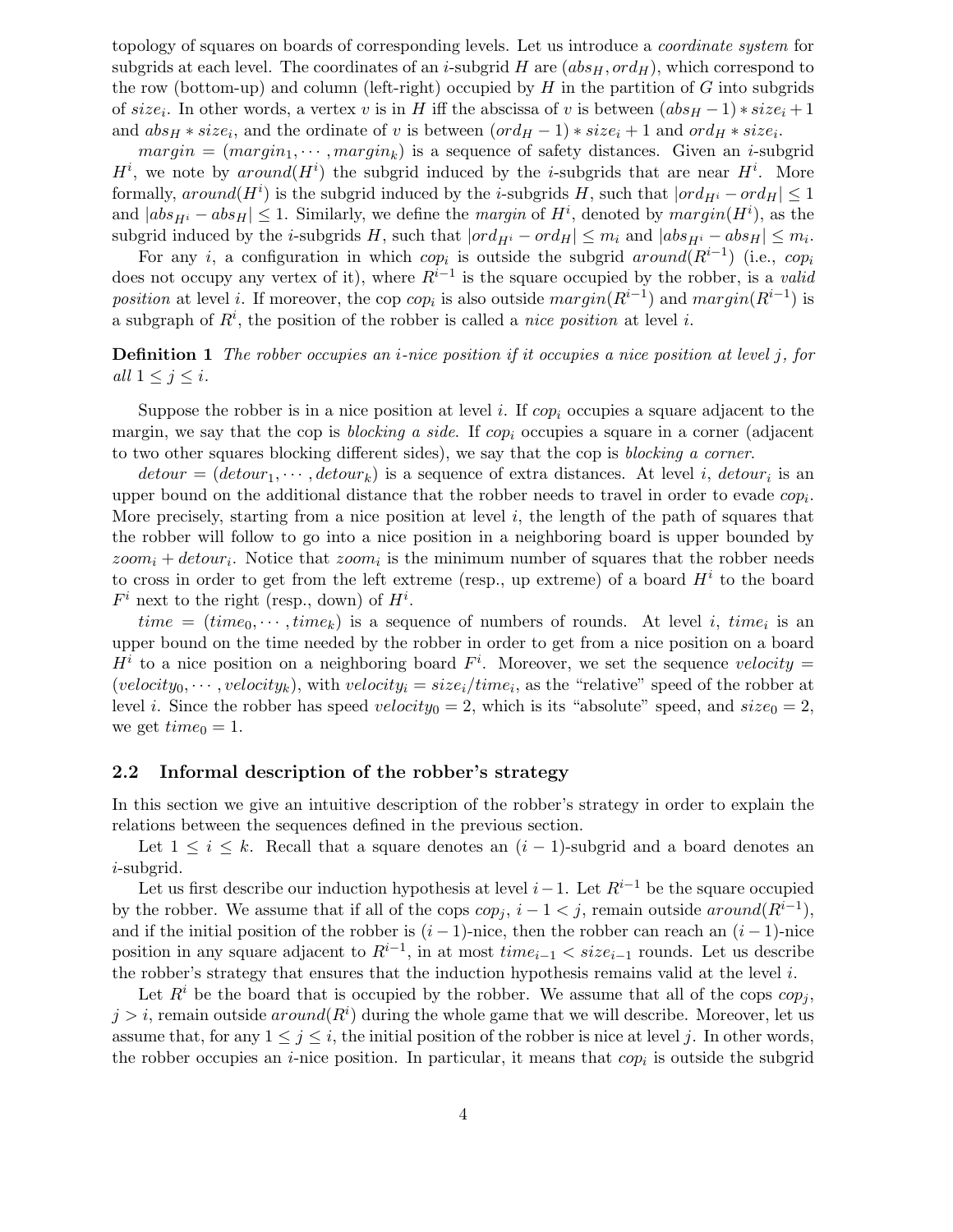topology of squares on boards of corresponding levels. Let us introduce a *coordinate system* for subgrids at each level. The coordinates of an $i$-subgrid $H$ are $(abs_H, ord_H)$, which correspond to the row (bottom-up) and column (left-right) occupied by $H$ in the partition of $G$ into subgrids of $size_i$. In other words, a vertex $v$ is in $H$ iff the abscissa of $v$ is between $(abs_H - 1) * size_i + 1$ and $abs_H * size_i$, and the ordinate of $v$ is between $(ord_H - 1) * size_i + 1$ and $ord_H * size_i$.

$margin = (margin_1, \cdots, margin_k)$ is a sequence of safety distances. Given an $i$-subgrid $H^i$, we note by $around(H^i)$ the subgrid induced by the $i$-subgrids that are near $H^i$. More formally, $around(H^i)$ is the subgrid induced by the $i$-subgrids $H$, such that $|ord_{H^i} - ord_H| \leq 1$ and $|abs_{H^i} - abs_H| \leq 1$. Similarly, we define the *margin* of $H^i$, denoted by $margin(H^i)$, as the subgrid induced by the $i$-subgrids $H$, such that $|ord_{H^i} - ord_H| \leq m_i$ and $|abs_{H^i} - abs_H| \leq m_i$.

For any $i$, a configuration in which $cop_i$ is outside the subgrid $around(R^{i-1})$ (i.e., $cop_i$ does not occupy any vertex of it), where $R^{i-1}$ is the square occupied by the robber, is a *valid position* at level $i$. If moreover, the cop $cop_i$ is also outside $margin(R^{i-1})$ and $margin(R^{i-1})$ is a subgraph of $R^i$, the position of the robber is called a *nice position* at level $i$.

**Definition 1** *The robber occupies an $i$-nice position if it occupies a nice position at level $j$, for all $1 \leq j \leq i$.*

Suppose the robber is in a nice position at level $i$. If $cop_i$ occupies a square adjacent to the margin, we say that the cop is *blocking a side*. If $cop_i$ occupies a square in a corner (adjacent to two other squares blocking different sides), we say that the cop is *blocking a corner*.

$detour = (detour_1, \cdots, detour_k)$ is a sequence of extra distances. At level $i$, $detour_i$ is an upper bound on the additional distance that the robber needs to travel in order to evade $cop_i$. More precisely, starting from a nice position at level $i$, the length of the path of squares that the robber will follow to go into a nice position in a neighboring board is upper bounded by $zoom_i + detour_i$. Notice that $zoom_i$ is the minimum number of squares that the robber needs to cross in order to get from the left extreme (resp., up extreme) of a board $H^i$ to the board $F^i$ next to the right (resp., down) of $H^i$.

$time = (time_0, \cdots, time_k)$ is a sequence of numbers of rounds. At level $i$, $time_i$ is an upper bound on the time needed by the robber in order to get from a nice position on a board $H^i$ to a nice position on a neighboring board $F^i$. Moreover, we set the sequence $velocity = (velocity_0, \cdots, velocity_k)$, with $velocity_i = size_i/time_i$, as the "relative" speed of the robber at level $i$. Since the robber has speed $velocity_0 = 2$, which is its "absolute" speed, and $size_0 = 2$, we get $time_0 = 1$.

## 2.2 Informal description of the robber's strategy

In this section we give an intuitive description of the robber's strategy in order to explain the relations between the sequences defined in the previous section.

Let $1 \leq i \leq k$. Recall that a square denotes an $(i-1)$-subgrid and a board denotes an $i$-subgrid.

Let us first describe our induction hypothesis at level $i-1$. Let $R^{i-1}$ be the square occupied by the robber. We assume that if all of the cops $cop_j$, $i-1 < j$, remain outside $around(R^{i-1})$, and if the initial position of the robber is $(i-1)$-nice, then the robber can reach an $(i-1)$-nice position in any square adjacent to $R^{i-1}$, in at most $time_{i-1} < size_{i-1}$ rounds. Let us describe the robber's strategy that ensures that the induction hypothesis remains valid at the level $i$.

Let $R^i$ be the board that is occupied by the robber. We assume that all of the cops $cop_j$, $j > i$, remain outside $around(R^i)$ during the whole game that we will describe. Moreover, let us assume that, for any $1 \leq j \leq i$, the initial position of the robber is nice at level $j$. In other words, the robber occupies an $i$-nice position. In particular, it means that $cop_i$ is outside the subgrid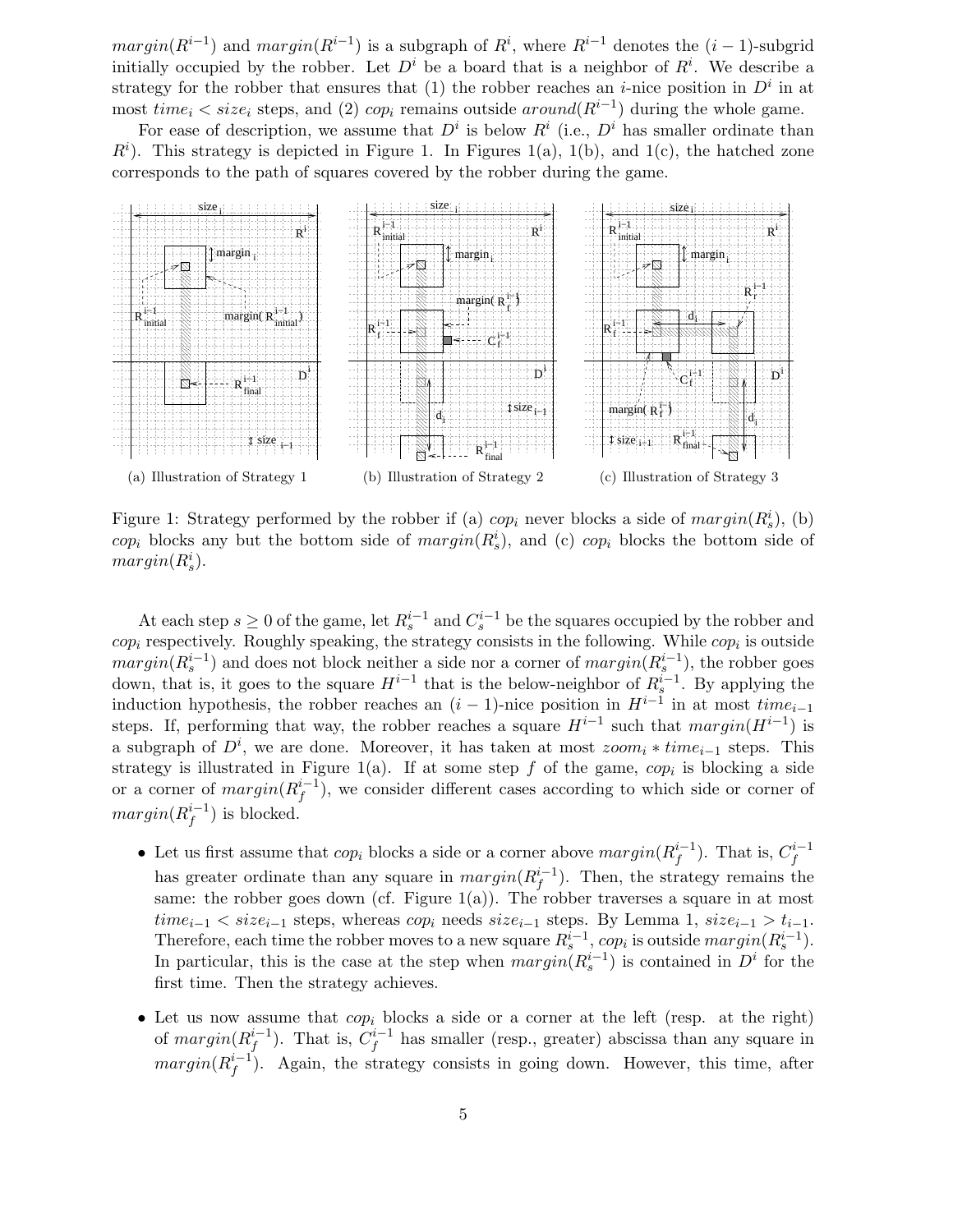$margin(R^{i-1})$ and $margin(R^{i-1})$ is a subgraph of $R^i$, where $R^{i-1}$ denotes the $(i-1)$-subgrid initially occupied by the robber. Let $D^i$ be a board that is a neighbor of $R^i$. We describe a strategy for the robber that ensures that (1) the robber reaches an $i$-nice position in $D^i$ in at most $time_i < size_i$ steps, and (2) $cop_i$ remains outside $around(R^{i-1})$ during the whole game.

For ease of description, we assume that $D^i$ is below $R^i$ (i.e., $D^i$ has smaller ordinate than $R^i$). This strategy is depicted in Figure 1. In Figures 1(a), 1(b), and 1(c), the hatched zone corresponds to the path of squares covered by the robber during the game.

(a) Illustration of Strategy 1 (b) Illustration of Strategy 2 (c) Illustration of Strategy 3

Figure 1: Strategy performed by the robber if (a) $cop_i$ never blocks a side of $margin(R^i_s)$, (b) $cop_i$ blocks any but the bottom side of $margin(R^i_s)$, and (c) $cop_i$ blocks the bottom side of $margin(R^i_s)$.

At each step $s \geq 0$ of the game, let $R^{i-1}_s$ and $C^{i-1}_s$ be the squares occupied by the robber and $cop_i$ respectively. Roughly speaking, the strategy consists in the following. While $cop_i$ is outside $margin(R^{i-1}_s)$ and does not block neither a side nor a corner of $margin(R^{i-1}_s)$, the robber goes down, that is, it goes to the square $H^{i-1}$ that is the below-neighbor of $R^{i-1}_s$. By applying the induction hypothesis, the robber reaches an $(i-1)$-nice position in $H^{i-1}$ in at most $time_{i-1}$ steps. If, performing that way, the robber reaches a square $H^{i-1}$ such that $margin(H^{i-1})$ is a subgraph of $D^i$, we are done. Moreover, it has taken at most $zoom_i * time_{i-1}$ steps. This strategy is illustrated in Figure 1(a). If at some step $f$ of the game, $cop_i$ is blocking a side or a corner of $margin(R^{i-1}_f)$, we consider different cases according to which side or corner of $margin(R^{i-1}_f)$ is blocked.

- Let us first assume that $cop_i$ blocks a side or a corner above $margin(R^{i-1}_f)$. That is, $C^{i-1}_f$ has greater ordinate than any square in $margin(R^{i-1}_f)$. Then, the strategy remains the same: the robber goes down (cf. Figure 1(a)). The robber traverses a square in at most $time_{i-1} < size_{i-1}$ steps, whereas $cop_i$ needs $size_{i-1}$ steps. By Lemma 1, $size_{i-1} > t_{i-1}$. Therefore, each time the robber moves to a new square $R^{i-1}_s$, $cop_i$ is outside $margin(R^{i-1}_s)$. In particular, this is the case at the step when $margin(R^{i-1}_s)$ is contained in $D^i$ for the first time. Then the strategy achieves.
- Let us now assume that $cop_i$ blocks a side or a corner at the left (resp. at the right) of $margin(R^{i-1}_f)$. That is, $C^{i-1}_f$ has smaller (resp., greater) abscissa than any square in $margin(R^{i-1}_f)$. Again, the strategy consists in going down. However, this time, after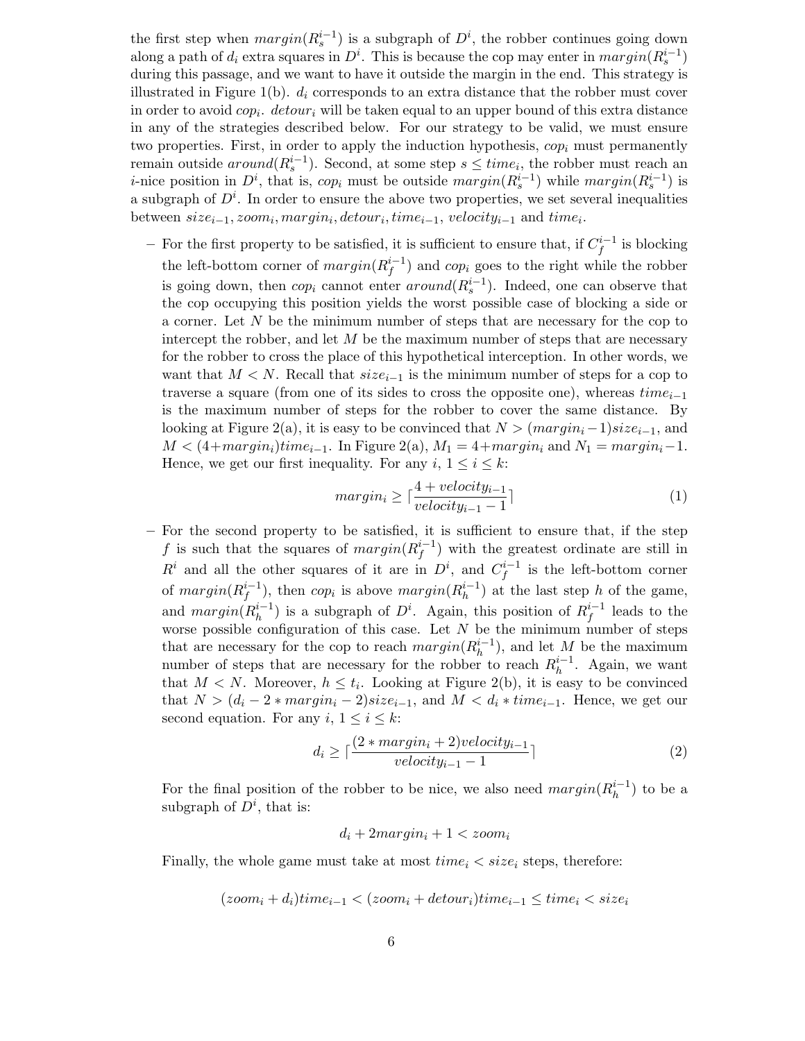the first step when $margin(R_s^{i-1})$ is a subgraph of $D^i$, the robber continues going down along a path of $d_i$ extra squares in $D^i$. This is because the cop may enter in $margin(R_s^{i-1})$ during this passage, and we want to have it outside the margin in the end. This strategy is illustrated in Figure 1(b). $d_i$ corresponds to an extra distance that the robber must cover in order to avoid $cop_i$. $detour_i$ will be taken equal to an upper bound of this extra distance in any of the strategies described below. For our strategy to be valid, we must ensure two properties. First, in order to apply the induction hypothesis, $cop_i$ must permanently remain outside $around(R_s^{i-1})$. Second, at some step $s \leq time_i$, the robber must reach an $i$-nice position in $D^i$, that is, $cop_i$ must be outside $margin(R_s^{i-1})$ while $margin(R_s^{i-1})$ is a subgraph of $D^i$. In order to ensure the above two properties, we set several inequalities between $size_{i-1}, zoom_i, margin_i, detour_i, time_{i-1}$, $velocity_{i-1}$ and $time_i$.

- For the first property to be satisfied, it is sufficient to ensure that, if $C_f^{i-1}$ is blocking the left-bottom corner of $margin(R_f^{i-1})$ and $cop_i$ goes to the right while the robber is going down, then $cop_i$ cannot enter $around(R_s^{i-1})$. Indeed, one can observe that the cop occupying this position yields the worst possible case of blocking a side or a corner. Let $N$ be the minimum number of steps that are necessary for the cop to intercept the robber, and let $M$ be the maximum number of steps that are necessary for the robber to cross the place of this hypothetical interception. In other words, we want that $M < N$. Recall that $size_{i-1}$ is the minimum number of steps for a cop to traverse a square (from one of its sides to cross the opposite one), whereas $time_{i-1}$ is the maximum number of steps for the robber to cover the same distance. By looking at Figure 2(a), it is easy to be convinced that $N > (margin_i - 1)size_{i-1}$, and $M < (4 + margin_i)time_{i-1}$. In Figure 2(a), $M_1 = 4 + margin_i$ and $N_1 = margin_i - 1$. Hence, we get our first inequality. For any $i$, $1 \leq i \leq k$:

$$margin_i \geq \lceil \frac{4 + velocity_{i-1}}{velocity_{i-1} - 1} \rceil \tag{1}$$

- For the second property to be satisfied, it is sufficient to ensure that, if the step $f$ is such that the squares of $margin(R_f^{i-1})$ with the greatest ordinate are still in $R^i$ and all the other squares of it are in $D^i$, and $C_f^{i-1}$ is the left-bottom corner of $margin(R_f^{i-1})$, then $cop_i$ is above $margin(R_h^{i-1})$ at the last step $h$ of the game, and $margin(R_h^{i-1})$ is a subgraph of $D^i$. Again, this position of $R_f^{i-1}$ leads to the worse possible configuration of this case. Let $N$ be the minimum number of steps that are necessary for the cop to reach $margin(R_h^{i-1})$, and let $M$ be the maximum number of steps that are necessary for the robber to reach $R_h^{i-1}$. Again, we want that $M < N$. Moreover, $h \leq t_i$. Looking at Figure 2(b), it is easy to be convinced that $N > (d_i - 2 * margin_i - 2)size_{i-1}$, and $M < d_i * time_{i-1}$. Hence, we get our second equation. For any $i$, $1 \leq i \leq k$:

$$d_i \geq \lceil \frac{(2 * margin_i + 2)velocity_{i-1}}{velocity_{i-1} - 1} \rceil \tag{2}$$

  For the final position of the robber to be nice, we also need $margin(R_h^{i-1})$ to be a subgraph of $D^i$, that is:

$$d_i + 2margin_i + 1 < zoom_i$$

  Finally, the whole game must take at most $time_i < size_i$ steps, therefore:

$$(zoom_i + d_i)time_{i-1} < (zoom_i + detour_i)time_{i-1} \leq time_i < size_i$$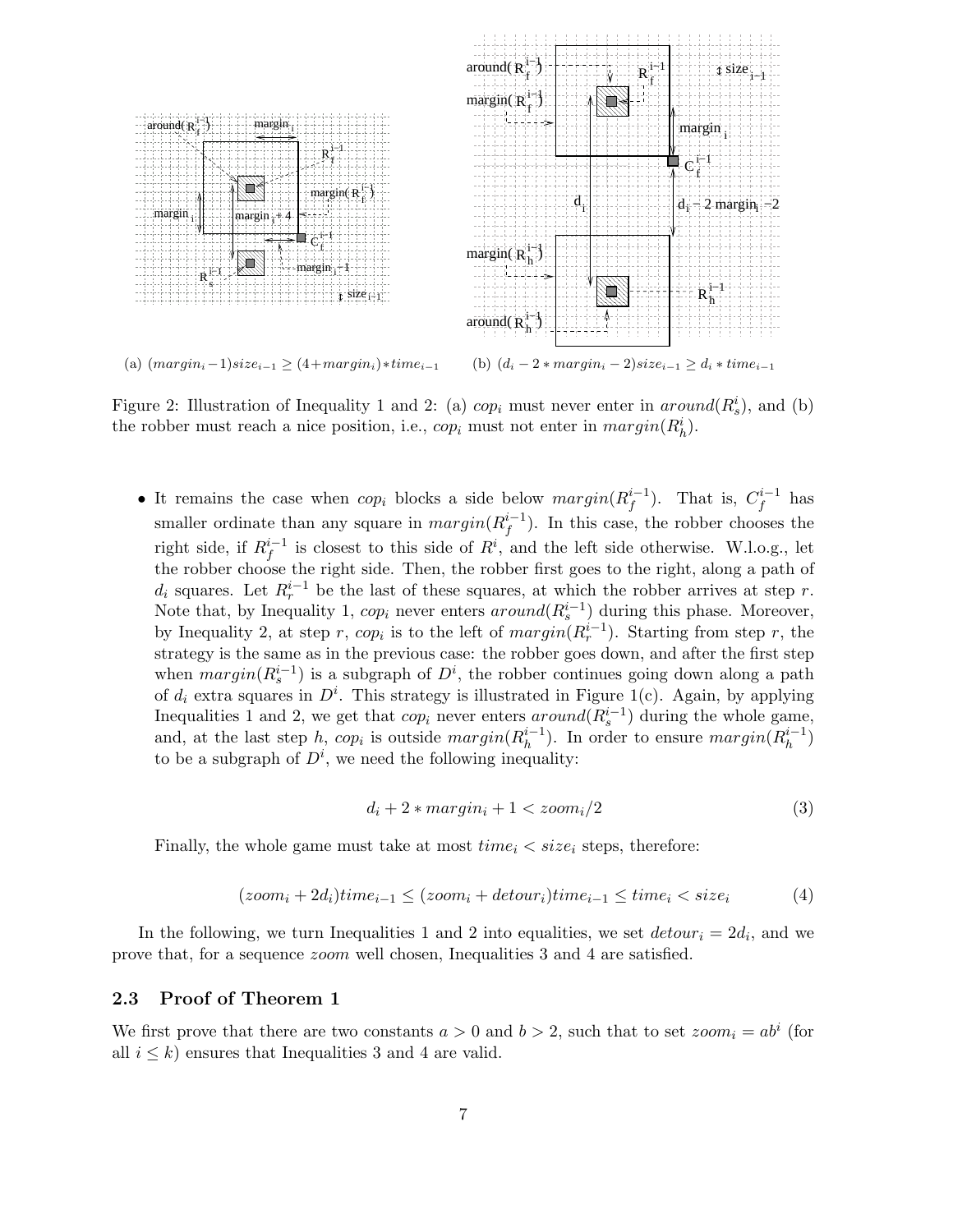(a) $(margin_i - 1)size_{i-1} \geq (4 + margin_i) * time_{i-1}$

(b) $(d_i - 2 * margin_i - 2)size_{i-1} \geq d_i * time_{i-1}$

Figure 2: Illustration of Inequality 1 and 2: (a) $cop_i$ must never enter in $around(R_s^i)$, and (b) the robber must reach a nice position, i.e., $cop_i$ must not enter in $margin(R_h^i)$.

- It remains the case when $cop_i$ blocks a side below $margin(R_f^{i-1})$. That is, $C_f^{i-1}$ has smaller ordinate than any square in $margin(R_f^{i-1})$. In this case, the robber chooses the right side, if $R_f^{i-1}$ is closest to this side of $R^i$, and the left side otherwise. W.l.o.g., let the robber choose the right side. Then, the robber first goes to the right, along a path of $d_i$ squares. Let $R_r^{i-1}$ be the last of these squares, at which the robber arrives at step $r$. Note that, by Inequality 1, $cop_i$ never enters $around(R_s^{i-1})$ during this phase. Moreover, by Inequality 2, at step $r$, $cop_i$ is to the left of $margin(R_r^{i-1})$. Starting from step $r$, the strategy is the same as in the previous case: the robber goes down, and after the first step when $margin(R_s^{i-1})$ is a subgraph of $D^i$, the robber continues going down along a path of $d_i$ extra squares in $D^i$. This strategy is illustrated in Figure 1(c). Again, by applying Inequalities 1 and 2, we get that $cop_i$ never enters $around(R_s^{i-1})$ during the whole game, and, at the last step $h$, $cop_i$ is outside $margin(R_h^{i-1})$. In order to ensure $margin(R_h^{i-1})$ to be a subgraph of $D^i$, we need the following inequality:

$$d_i + 2 * margin_i + 1 < zoom_i/2 \tag{3}$$

Finally, the whole game must take at most $time_i < size_i$ steps, therefore:

$$(zoom_i + 2d_i)time_{i-1} \leq (zoom_i + detour_i)time_{i-1} \leq time_i < size_i \tag{4}$$

In the following, we turn Inequalities 1 and 2 into equalities, we set $detour_i = 2d_i$, and we prove that, for a sequence $zoom$ well chosen, Inequalities 3 and 4 are satisfied.

### 2.3 Proof of Theorem 1

We first prove that there are two constants $a > 0$ and $b > 2$, such that to set $zoom_i = ab^i$ (for all $i \leq k$) ensures that Inequalities 3 and 4 are valid.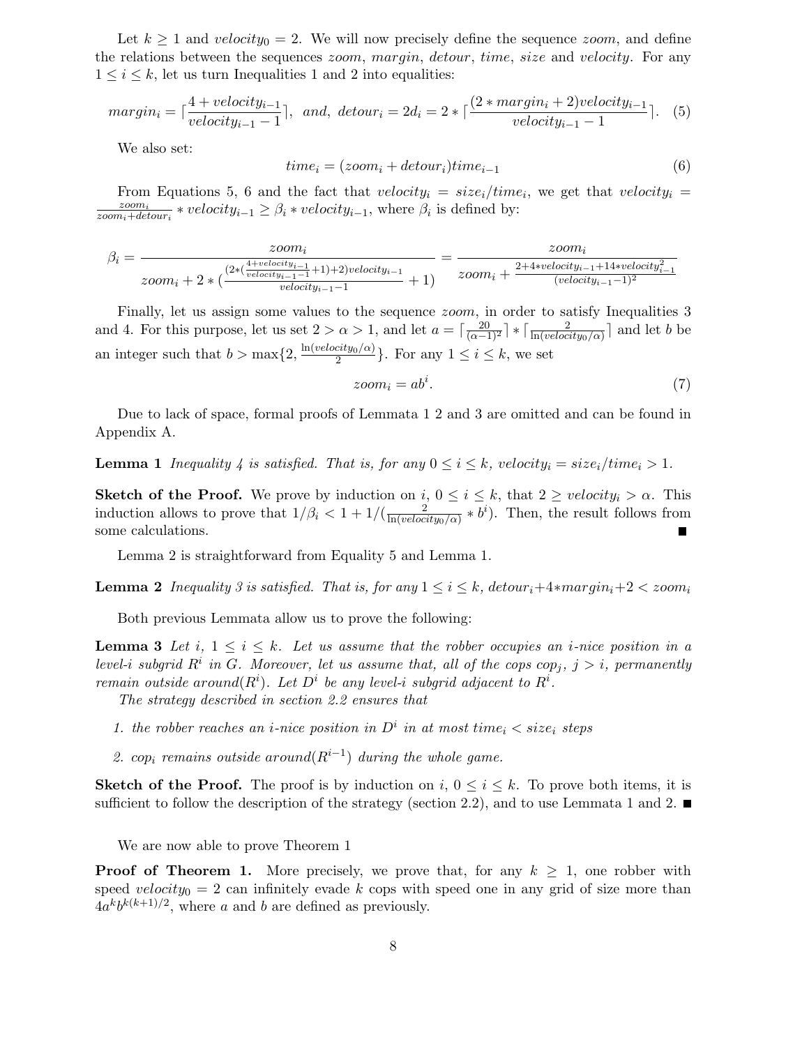Let $k \geq 1$ and $velocity_0 = 2$. We will now precisely define the sequence *zoom*, and define the relations between the sequences *zoom*, *margin*, *detour*, *time*, *size* and *velocity*. For any $1 \leq i \leq k$, let us turn Inequalities 1 and 2 into equalities:

$$margin_i = \lceil \frac{4 + velocity_{i-1}}{velocity_{i-1} - 1} \rceil, \text{ and, } detour_i = 2d_i = 2 * \lceil \frac{(2 * margin_i + 2)velocity_{i-1}}{velocity_{i-1} - 1} \rceil. \quad (5)$$

We also set:

$$time_i = (zoom_i + detour_i)time_{i-1} \quad (6)$$

From Equations 5, 6 and the fact that $velocity_i = size_i/time_i$, we get that $velocity_i = \frac{zoom_i}{zoom_i + detour_i} * velocity_{i-1} \geq \beta_i * velocity_{i-1}$, where $\beta_i$ is defined by:

$$\beta_i = \frac{zoom_i}{zoom_i + 2 * (\frac{(2*(\frac{4+velocity_{i-1}}{velocity_{i-1}-1}+1)+2)velocity_{i-1}}{velocity_{i-1}-1} + 1)} = \frac{zoom_i}{zoom_i + \frac{2+4*velocity_{i-1}+14*velocity_{i-1}^2}{(velocity_{i-1}-1)^2}}$$

Finally, let us assign some values to the sequence *zoom*, in order to satisfy Inequalities 3 and 4. For this purpose, let us set $2 > \alpha > 1$, and let $a = \lceil \frac{20}{(\alpha-1)^2} \rceil * \lceil \frac{2}{\ln(velocity_0/\alpha)} \rceil$ and let $b$ be an integer such that $b > \max\{2, \frac{\ln(velocity_0/\alpha)}{2}\}$. For any $1 \leq i \leq k$, we set

$$zoom_i = ab^i. \quad (7)$$

Due to lack of space, formal proofs of Lemmata 1 2 and 3 are omitted and can be found in Appendix A.

**Lemma 1** *Inequality 4 is satisfied. That is, for any $0 \leq i \leq k$, $velocity_i = size_i/time_i > 1$.*

**Sketch of the Proof.** We prove by induction on $i$, $0 \leq i \leq k$, that $2 \geq velocity_i > \alpha$. This induction allows to prove that $1/\beta_i < 1 + 1/(\frac{2}{\ln(velocity_0/\alpha)} * b^i)$. Then, the result follows from some calculations. ∎

Lemma 2 is straightforward from Equality 5 and Lemma 1.

**Lemma 2** *Inequality 3 is satisfied. That is, for any $1 \leq i \leq k$, $detour_i + 4 * margin_i + 2 < zoom_i$*

Both previous Lemmata allow us to prove the following:

**Lemma 3** *Let $i$, $1 \leq i \leq k$. Let us assume that the robber occupies an $i$-nice position in a level-$i$ subgrid $R^i$ in $G$. Moreover, let us assume that, all of the cops $cop_j$, $j > i$, permanently remain outside $around(R^i)$. Let $D^i$ be any level-$i$ subgrid adjacent to $R^i$.*

*The strategy described in section 2.2 ensures that*

1. *the robber reaches an $i$-nice position in $D^i$ in at most $time_i < size_i$ steps*
2. *$cop_i$ remains outside $around(R^{i-1})$ during the whole game.*

**Sketch of the Proof.** The proof is by induction on $i$, $0 \leq i \leq k$. To prove both items, it is sufficient to follow the description of the strategy (section 2.2), and to use Lemmata 1 and 2. ∎

We are now able to prove Theorem 1

**Proof of Theorem 1.** More precisely, we prove that, for any $k \geq 1$, one robber with speed $velocity_0 = 2$ can infinitely evade $k$ cops with speed one in any grid of size more than $4a^k b^{k(k+1)/2}$, where $a$ and $b$ are defined as previously.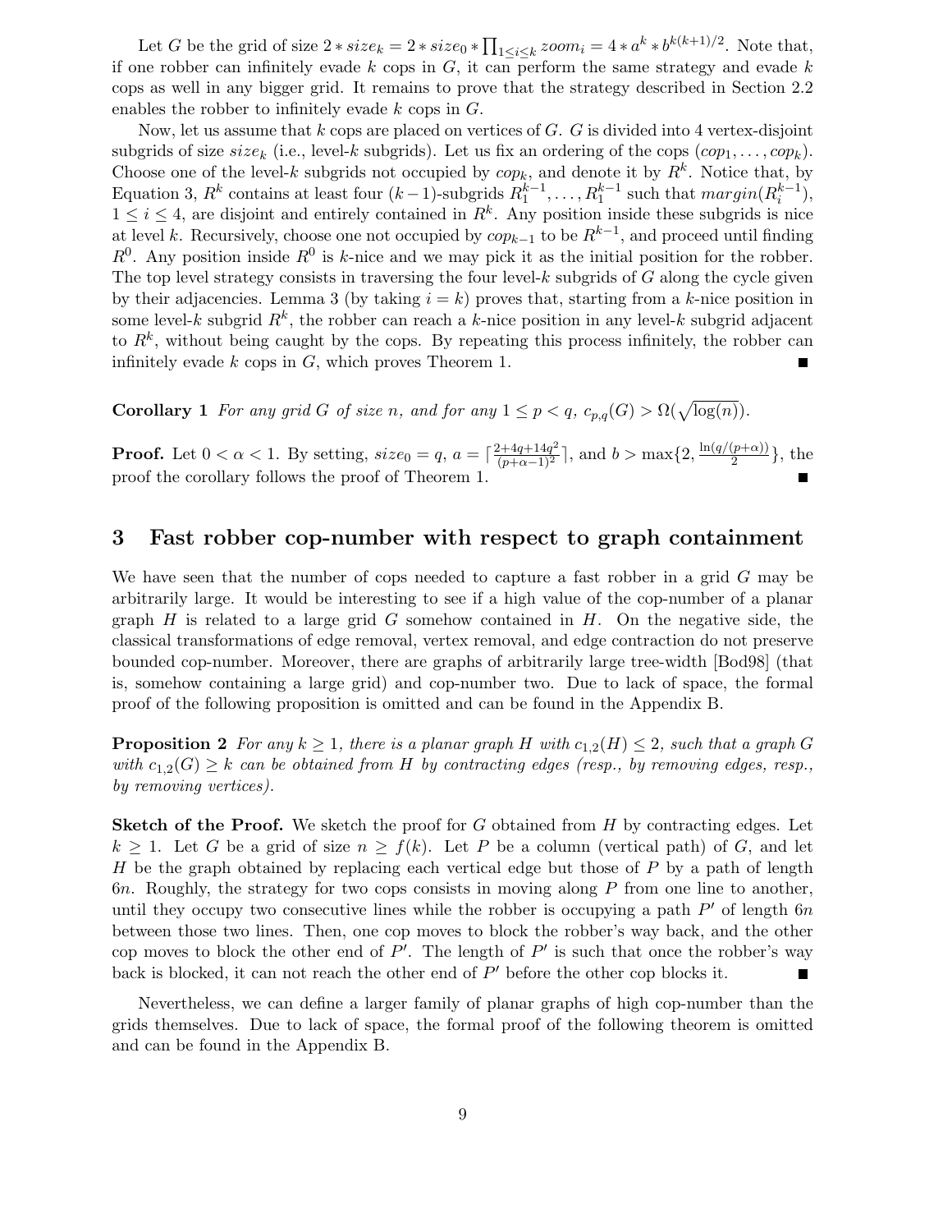Let $G$ be the grid of size $2 * size_k = 2 * size_0 * \prod_{1 \leq i \leq k} zoom_i = 4 * a^k * b^{k(k+1)/2}$. Note that, if one robber can infinitely evade $k$ cops in $G$, it can perform the same strategy and evade $k$ cops as well in any bigger grid. It remains to prove that the strategy described in Section 2.2 enables the robber to infinitely evade $k$ cops in $G$.

Now, let us assume that $k$ cops are placed on vertices of $G$. $G$ is divided into 4 vertex-disjoint subgrids of size $size_k$ (i.e., level-$k$ subgrids). Let us fix an ordering of the cops $(cop_1, \ldots, cop_k)$. Choose one of the level-$k$ subgrids not occupied by $cop_k$, and denote it by $R^k$. Notice that, by Equation 3, $R^k$ contains at least four $(k-1)$-subgrids $R_1^{k-1}, \ldots, R_1^{k-1}$ such that $margin(R_i^{k-1})$, $1 \leq i \leq 4$, are disjoint and entirely contained in $R^k$. Any position inside these subgrids is nice at level $k$. Recursively, choose one not occupied by $cop_{k-1}$ to be $R^{k-1}$, and proceed until finding $R^0$. Any position inside $R^0$ is $k$-nice and we may pick it as the initial position for the robber. The top level strategy consists in traversing the four level-$k$ subgrids of $G$ along the cycle given by their adjacencies. Lemma 3 (by taking $i = k$) proves that, starting from a $k$-nice position in some level-$k$ subgrid $R^k$, the robber can reach a $k$-nice position in any level-$k$ subgrid adjacent to $R^k$, without being caught by the cops. By repeating this process infinitely, the robber can infinitely evade $k$ cops in $G$, which proves Theorem 1. ■

**Corollary 1** *For any grid $G$ of size $n$, and for any $1 \leq p < q$, $c_{p,q}(G) > \Omega(\sqrt{\log(n)})$.*

**Proof.** Let $0 < \alpha < 1$. By setting, $size_0 = q$, $a = \lceil \frac{2+4q+14q^2}{(p+\alpha-1)^2} \rceil$, and $b > \max\{2, \frac{\ln(q/(p+\alpha))}{2}\}$, the proof the corollary follows the proof of Theorem 1. ■

## 3 Fast robber cop-number with respect to graph containment

We have seen that the number of cops needed to capture a fast robber in a grid $G$ may be arbitrarily large. It would be interesting to see if a high value of the cop-number of a planar graph $H$ is related to a large grid $G$ somehow contained in $H$. On the negative side, the classical transformations of edge removal, vertex removal, and edge contraction do not preserve bounded cop-number. Moreover, there are graphs of arbitrarily large tree-width [Bod98] (that is, somehow containing a large grid) and cop-number two. Due to lack of space, the formal proof of the following proposition is omitted and can be found in the Appendix B.

**Proposition 2** *For any $k \geq 1$, there is a planar graph $H$ with $c_{1,2}(H) \leq 2$, such that a graph $G$ with $c_{1,2}(G) \geq k$ can be obtained from $H$ by contracting edges (resp., by removing edges, resp., by removing vertices).*

**Sketch of the Proof.** We sketch the proof for $G$ obtained from $H$ by contracting edges. Let $k \geq 1$. Let $G$ be a grid of size $n \geq f(k)$. Let $P$ be a column (vertical path) of $G$, and let $H$ be the graph obtained by replacing each vertical edge but those of $P$ by a path of length $6n$. Roughly, the strategy for two cops consists in moving along $P$ from one line to another, until they occupy two consecutive lines while the robber is occupying a path $P'$ of length $6n$ between those two lines. Then, one cop moves to block the robber's way back, and the other cop moves to block the other end of $P'$. The length of $P'$ is such that once the robber's way back is blocked, it can not reach the other end of $P'$ before the other cop blocks it. ■

Nevertheless, we can define a larger family of planar graphs of high cop-number than the grids themselves. Due to lack of space, the formal proof of the following theorem is omitted and can be found in the Appendix B.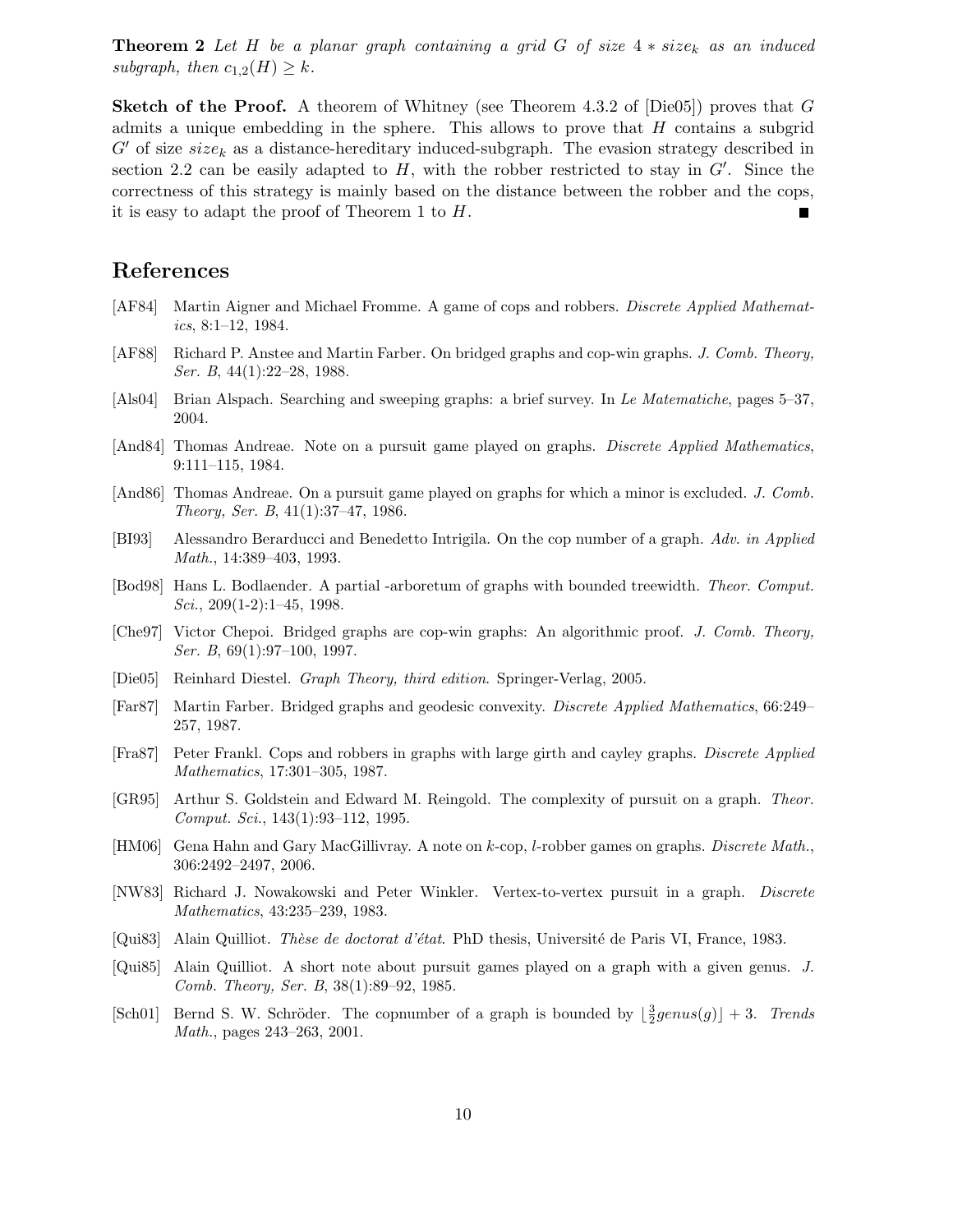**Theorem 2** *Let $H$ be a planar graph containing a grid $G$ of size $4 * size_k$ as an induced subgraph, then $c_{1,2}(H) \geq k$.*

**Sketch of the Proof.** A theorem of Whitney (see Theorem 4.3.2 of [Die05]) proves that $G$ admits a unique embedding in the sphere. This allows to prove that $H$ contains a subgrid $G'$ of size $size_k$ as a distance-hereditary induced-subgraph. The evasion strategy described in section 2.2 can be easily adapted to $H$, with the robber restricted to stay in $G'$. Since the correctness of this strategy is mainly based on the distance between the robber and the cops, it is easy to adapt the proof of Theorem 1 to $H$. ∎

## References

[AF84] Martin Aigner and Michael Fromme. A game of cops and robbers. *Discrete Applied Mathematics*, 8:1–12, 1984.

[AF88] Richard P. Anstee and Martin Farber. On bridged graphs and cop-win graphs. *J. Comb. Theory, Ser. B*, 44(1):22–28, 1988.

[Als04] Brian Alspach. Searching and sweeping graphs: a brief survey. In *Le Matematiche*, pages 5–37, 2004.

[And84] Thomas Andreae. Note on a pursuit game played on graphs. *Discrete Applied Mathematics*, 9:111–115, 1984.

[And86] Thomas Andreae. On a pursuit game played on graphs for which a minor is excluded. *J. Comb. Theory, Ser. B*, 41(1):37–47, 1986.

[BI93] Alessandro Berarducci and Benedetto Intrigila. On the cop number of a graph. *Adv. in Applied Math.*, 14:389–403, 1993.

[Bod98] Hans L. Bodlaender. A partial -arboretum of graphs with bounded treewidth. *Theor. Comput. Sci.*, 209(1-2):1–45, 1998.

[Che97] Victor Chepoi. Bridged graphs are cop-win graphs: An algorithmic proof. *J. Comb. Theory, Ser. B*, 69(1):97–100, 1997.

[Die05] Reinhard Diestel. *Graph Theory, third edition*. Springer-Verlag, 2005.

[Far87] Martin Farber. Bridged graphs and geodesic convexity. *Discrete Applied Mathematics*, 66:249–257, 1987.

[Fra87] Peter Frankl. Cops and robbers in graphs with large girth and cayley graphs. *Discrete Applied Mathematics*, 17:301–305, 1987.

[GR95] Arthur S. Goldstein and Edward M. Reingold. The complexity of pursuit on a graph. *Theor. Comput. Sci.*, 143(1):93–112, 1995.

[HM06] Gena Hahn and Gary MacGillivray. A note on $k$-cop, $l$-robber games on graphs. *Discrete Math.*, 306:2492–2497, 2006.

[NW83] Richard J. Nowakowski and Peter Winkler. Vertex-to-vertex pursuit in a graph. *Discrete Mathematics*, 43:235–239, 1983.

[Qui83] Alain Quilliot. *Thèse de doctorat d'état*. PhD thesis, Université de Paris VI, France, 1983.

[Qui85] Alain Quilliot. A short note about pursuit games played on a graph with a given genus. *J. Comb. Theory, Ser. B*, 38(1):89–92, 1985.

[Sch01] Bernd S. W. Schröder. The copnumber of a graph is bounded by $\lfloor \frac{3}{2} genus(g) \rfloor + 3$. *Trends Math.*, pages 243–263, 2001.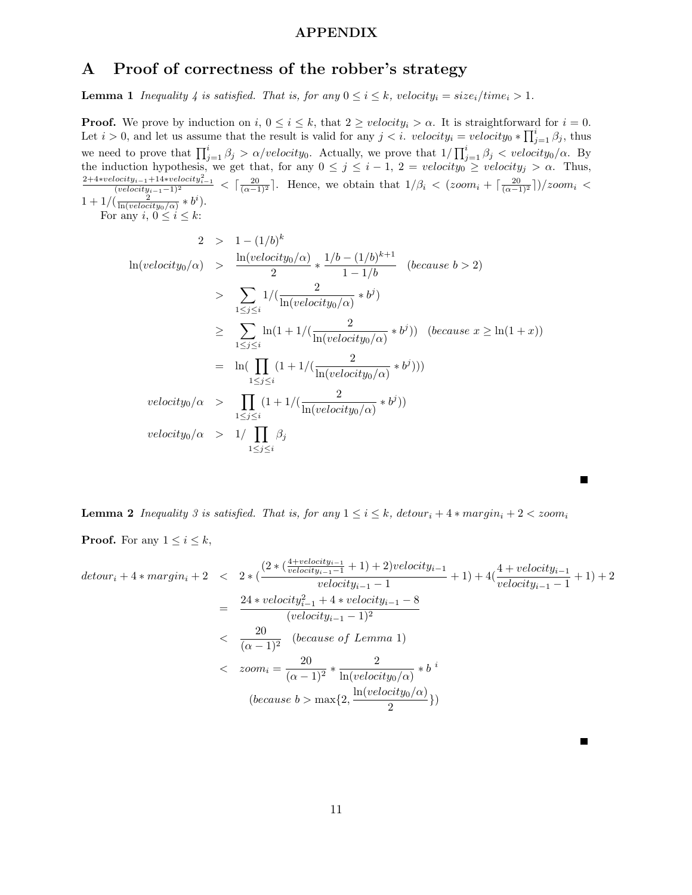**APPENDIX**

# A Proof of correctness of the robber's strategy

**Lemma 1** *Inequality 4 is satisfied. That is, for any $0 \leq i \leq k$, $velocity_i = size_i/time_i > 1$.*

**Proof.** We prove by induction on $i$, $0 \leq i \leq k$, that $2 \geq velocity_i > \alpha$. It is straightforward for $i = 0$. Let $i > 0$, and let us assume that the result is valid for any $j < i$. $velocity_i = velocity_0 * \prod_{j=1}^{i} \beta_j$, thus we need to prove that $\prod_{j=1}^{i} \beta_j > \alpha/velocity_0$. Actually, we prove that $1/\prod_{j=1}^{i} \beta_j < velocity_0/\alpha$. By the induction hypothesis, we get that, for any $0 \leq j \leq i-1$, $2 = velocity_0 \geq velocity_j > \alpha$. Thus, $\frac{2+4*velocity_{i-1}+14*velocity_{i-1}^2}{(velocity_{i-1}-1)^2} < \lceil \frac{20}{(\alpha-1)^2} \rceil$. Hence, we obtain that $1/\beta_i < (zoom_i + \lceil \frac{20}{(\alpha-1)^2} \rceil)/zoom_i < 1 + 1/(\frac{2}{\ln(velocity_0/\alpha)} * b^i)$.

For any $i$, $0 \leq i \leq k$:

$$
\begin{aligned}
2 &> 1 - (1/b)^k \\
\ln(velocity_0/\alpha) &> \frac{\ln(velocity_0/\alpha)}{2} * \frac{1/b - (1/b)^{k+1}}{1 - 1/b} \quad (\textit{because } b > 2) \\
&> \sum_{1 \leq j \leq i} 1/(\frac{2}{\ln(velocity_0/\alpha)} * b^j) \\
&\geq \sum_{1 \leq j \leq i} \ln(1 + 1/(\frac{2}{\ln(velocity_0/\alpha)} * b^j)) \quad (\textit{because } x \geq \ln(1+x)) \\
&= \ln(\prod_{1 \leq j \leq i} (1 + 1/(\frac{2}{\ln(velocity_0/\alpha)} * b^j))) \\
velocity_0/\alpha &> \prod_{1 \leq j \leq i} (1 + 1/(\frac{2}{\ln(velocity_0/\alpha)} * b^j)) \\
velocity_0/\alpha &> 1/\prod_{1 \leq j \leq i} \beta_j
\end{aligned}
$$

■

**Lemma 2** *Inequality 3 is satisfied. That is, for any $1 \leq i \leq k$, $detour_i + 4 * margin_i + 2 < zoom_i$*

**Proof.** For any $1 \leq i \leq k$,

$$
\begin{aligned}
detour_i + 4 * margin_i + 2 &< 2 * (\frac{(2 * (\frac{4+velocity_{i-1}}{velocity_{i-1}-1} + 1) + 2) velocity_{i-1}}{velocity_{i-1} - 1} + 1) + 4(\frac{4 + velocity_{i-1}}{velocity_{i-1} - 1} + 1) + 2 \\
&= \frac{24 * velocity_{i-1}^2 + 4 * velocity_{i-1} - 8}{(velocity_{i-1} - 1)^2} \\
&< \frac{20}{(\alpha - 1)^2} \quad (\textit{because of Lemma 1}) \\
&< zoom_i = \frac{20}{(\alpha-1)^2} * \frac{2}{\ln(velocity_0/\alpha)} * b^{\ i} \\
&\quad (\textit{because } b > \max\{2, \frac{\ln(velocity_0/\alpha)}{2}\})
\end{aligned}
$$

■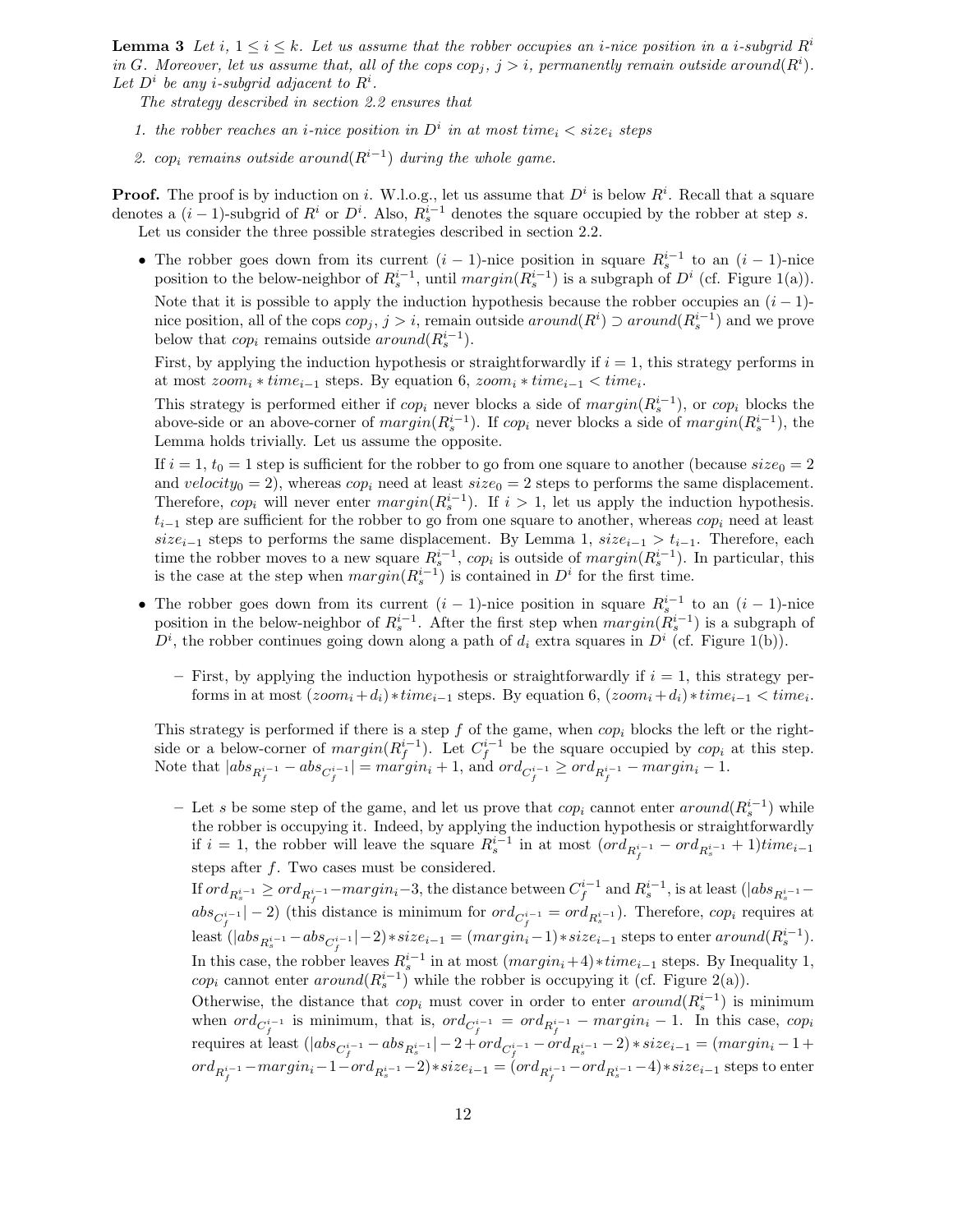**Lemma 3** *Let $i$, $1 \leq i \leq k$. Let us assume that the robber occupies an $i$-nice position in a $i$-subgrid $R^i$ in $G$. Moreover, let us assume that, all of the cops $cop_j$, $j > i$, permanently remain outside $around(R^i)$. Let $D^i$ be any $i$-subgrid adjacent to $R^i$.*

*The strategy described in section 2.2 ensures that*

1. *the robber reaches an $i$-nice position in $D^i$ in at most $time_i < size_i$ steps*
2. *$cop_i$ remains outside $around(R^{i-1})$ during the whole game.*

**Proof.** The proof is by induction on $i$. W.l.o.g., let us assume that $D^i$ is below $R^i$. Recall that a square denotes a $(i-1)$-subgrid of $R^i$ or $D^i$. Also, $R^{i-1}_s$ denotes the square occupied by the robber at step $s$.

Let us consider the three possible strategies described in section 2.2.

- The robber goes down from its current $(i-1)$-nice position in square $R^{i-1}_s$ to an $(i-1)$-nice position to the below-neighbor of $R^{i-1}_s$, until $margin(R^{i-1}_s)$ is a subgraph of $D^i$ (cf. Figure 1(a)).

  Note that it is possible to apply the induction hypothesis because the robber occupies an $(i-1)$-nice position, all of the cops $cop_j$, $j > i$, remain outside $around(R^i) \supset around(R^{i-1}_s)$ and we prove below that $cop_i$ remains outside $around(R^{i-1}_s)$.

  First, by applying the induction hypothesis or straightforwardly if $i = 1$, this strategy performs in at most $zoom_i * time_{i-1}$ steps. By equation 6, $zoom_i * time_{i-1} < time_i$.

  This strategy is performed either if $cop_i$ never blocks a side of $margin(R^{i-1}_s)$, or $cop_i$ blocks the above-side or an above-corner of $margin(R^{i-1}_s)$. If $cop_i$ never blocks a side of $margin(R^{i-1}_s)$, the Lemma holds trivially. Let us assume the opposite.

  If $i = 1$, $t_0 = 1$ step is sufficient for the robber to go from one square to another (because $size_0 = 2$ and $velocity_0 = 2$), whereas $cop_i$ need at least $size_0 = 2$ steps to performs the same displacement. Therefore, $cop_i$ will never enter $margin(R^{i-1}_s)$. If $i > 1$, let us apply the induction hypothesis. $t_{i-1}$ step are sufficient for the robber to go from one square to another, whereas $cop_i$ need at least $size_{i-1}$ steps to performs the same displacement. By Lemma 1, $size_{i-1} > t_{i-1}$. Therefore, each time the robber moves to a new square $R^{i-1}_s$, $cop_i$ is outside of $margin(R^{i-1}_s)$. In particular, this is the case at the step when $margin(R^{i-1}_s)$ is contained in $D^i$ for the first time.

- The robber goes down from its current $(i-1)$-nice position in square $R^{i-1}_s$ to an $(i-1)$-nice position in the below-neighbor of $R^{i-1}_s$. After the first step when $margin(R^{i-1}_s)$ is a subgraph of $D^i$, the robber continues going down along a path of $d_i$ extra squares in $D^i$ (cf. Figure 1(b)).

  - First, by applying the induction hypothesis or straightforwardly if $i = 1$, this strategy performs in at most $(zoom_i + d_i) * time_{i-1}$ steps. By equation 6, $(zoom_i + d_i) * time_{i-1} < time_i$.

  This strategy is performed if there is a step $f$ of the game, when $cop_i$ blocks the left or the right-side or a below-corner of $margin(R^{i-1}_f)$. Let $C^{i-1}_f$ be the square occupied by $cop_i$ at this step. Note that $|abs_{R^{i-1}_f} - abs_{C^{i-1}_f}| = margin_i + 1$, and $ord_{C^{i-1}_f} \geq ord_{R^{i-1}_f} - margin_i - 1$.

  - Let $s$ be some step of the game, and let us prove that $cop_i$ cannot enter $around(R^{i-1}_s)$ while the robber is occupying it. Indeed, by applying the induction hypothesis or straightforwardly if $i = 1$, the robber will leave the square $R^{i-1}_s$ in at most $(ord_{R^{i-1}_f} - ord_{R^{i-1}_s} + 1)time_{i-1}$ steps after $f$. Two cases must be considered.

    If $ord_{R^{i-1}_s} \geq ord_{R^{i-1}_f} - margin_i - 3$, the distance between $C^{i-1}_f$ and $R^{i-1}_s$, is at least $(|abs_{R^{i-1}_s} - abs_{C^{i-1}_f}| - 2)$ (this distance is minimum for $ord_{C^{i-1}_f} = ord_{R^{i-1}_s}$). Therefore, $cop_i$ requires at least $(|abs_{R^{i-1}_s} - abs_{C^{i-1}_f}| - 2) * size_{i-1} = (margin_i - 1) * size_{i-1}$ steps to enter $around(R^{i-1}_s)$. In this case, the robber leaves $R^{i-1}_s$ in at most $(margin_i + 4) * time_{i-1}$ steps. By Inequality 1, $cop_i$ cannot enter $around(R^{i-1}_s)$ while the robber is occupying it (cf. Figure 2(a)).

    Otherwise, the distance that $cop_i$ must cover in order to enter $around(R^{i-1}_s)$ is minimum when $ord_{C^{i-1}_f}$ is minimum, that is, $ord_{C^{i-1}_f} = ord_{R^{i-1}_f} - margin_i - 1$. In this case, $cop_i$ requires at least $(|abs_{C^{i-1}_f} - abs_{R^{i-1}_s}| - 2 + ord_{C^{i-1}_f} - ord_{R^{i-1}_s} - 2) * size_{i-1} = (margin_i - 1 + ord_{R^{i-1}_f} - margin_i - 1 - ord_{R^{i-1}_s} - 2) * size_{i-1} = (ord_{R^{i-1}_f} - ord_{R^{i-1}_s} - 4) * size_{i-1}$ steps to enter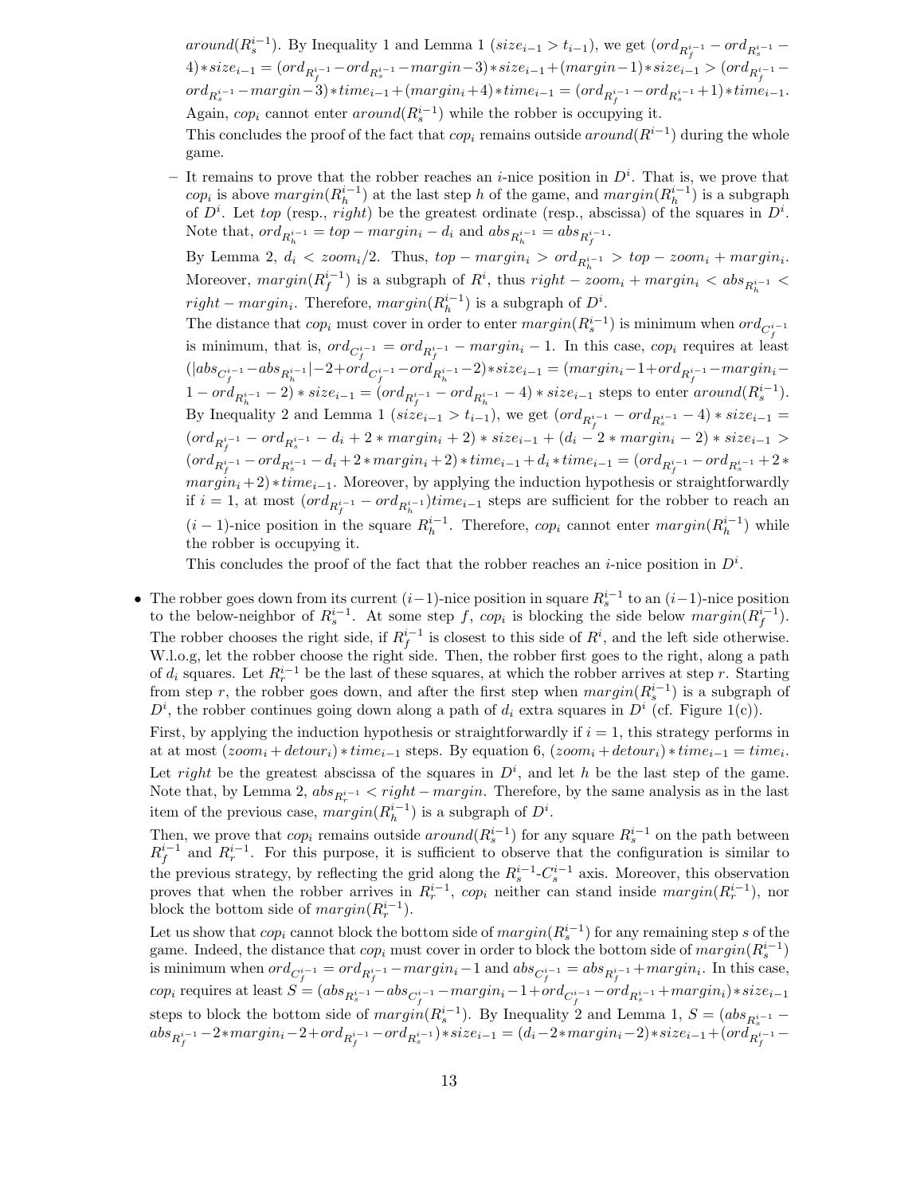$around(R_s^{i-1})$. By Inequality 1 and Lemma 1 ($size_{i-1} > t_{i-1}$), we get $(ord_{R_f^{i-1}} - ord_{R_s^{i-1}} - 4)*size_{i-1} = (ord_{R_f^{i-1}} - ord_{R_s^{i-1}} - margin - 3)*size_{i-1} + (margin - 1)*size_{i-1} > (ord_{R_f^{i-1}} - ord_{R_s^{i-1}} - margin - 3)*time_{i-1} + (margin_i + 4)*time_{i-1} = (ord_{R_f^{i-1}} - ord_{R_s^{i-1}} + 1)*time_{i-1}$. Again, $cop_i$ cannot enter $around(R_s^{i-1})$ while the robber is occupying it.

This concludes the proof of the fact that $cop_i$ remains outside $around(R^{i-1})$ during the whole game.

 - It remains to prove that the robber reaches an $i$-nice position in $D^i$. That is, we prove that $cop_i$ is above $margin(R_h^{i-1})$ at the last step $h$ of the game, and $margin(R_h^{i-1})$ is a subgraph of $D^i$. Let $top$ (resp., $right$) be the greatest ordinate (resp., abscissa) of the squares in $D^i$. Note that, $ord_{R_h^{i-1}} = top - margin_i - d_i$ and $abs_{R_h^{i-1}} = abs_{R_f^{i-1}}$.

   By Lemma 2, $d_i < zoom_i/2$. Thus, $top - margin_i > ord_{R_h^{i-1}} > top - zoom_i + margin_i$. Moreover, $margin(R_f^{i-1})$ is a subgraph of $R^i$, thus $right - zoom_i + margin_i < abs_{R_h^{i-1}} < right - margin_i$. Therefore, $margin(R_h^{i-1})$ is a subgraph of $D^i$.

   The distance that $cop_i$ must cover in order to enter $margin(R_s^{i-1})$ is minimum when $ord_{C_f^{i-1}}$ is minimum, that is, $ord_{C_f^{i-1}} = ord_{R_f^{i-1}} - margin_i - 1$. In this case, $cop_i$ requires at least $(|abs_{C_f^{i-1}} - abs_{R_h^{i-1}}| - 2 + ord_{C_f^{i-1}} - ord_{R_h^{i-1}} - 2)*size_{i-1} = (margin_i - 1 + ord_{R_f^{i-1}} - margin_i - 1 - ord_{R_h^{i-1}} - 2)*size_{i-1} = (ord_{R_f^{i-1}} - ord_{R_h^{i-1}} - 4)*size_{i-1}$ steps to enter $around(R_s^{i-1})$. By Inequality 2 and Lemma 1 ($size_{i-1} > t_{i-1}$), we get $(ord_{R_f^{i-1}} - ord_{R_s^{i-1}} - 4)*size_{i-1} = (ord_{R_f^{i-1}} - ord_{R_s^{i-1}} - d_i + 2*margin_i + 2)*size_{i-1} + (d_i - 2*margin_i - 2)*size_{i-1} > (ord_{R_f^{i-1}} - ord_{R_s^{i-1}} - d_i + 2*margin_i + 2)*time_{i-1} + d_i*time_{i-1} = (ord_{R_f^{i-1}} - ord_{R_s^{i-1}} + 2*margin_i + 2)*time_{i-1}$. Moreover, by applying the induction hypothesis or straightforwardly if $i = 1$, at most $(ord_{R_f^{i-1}} - ord_{R_h^{i-1}})time_{i-1}$ steps are sufficient for the robber to reach an $(i-1)$-nice position in the square $R_h^{i-1}$. Therefore, $cop_i$ cannot enter $margin(R_h^{i-1})$ while the robber is occupying it.

   This concludes the proof of the fact that the robber reaches an $i$-nice position in $D^i$.

- The robber goes down from its current $(i-1)$-nice position in square $R_s^{i-1}$ to an $(i-1)$-nice position to the below-neighbor of $R_s^{i-1}$. At some step $f$, $cop_i$ is blocking the side below $margin(R_f^{i-1})$. The robber chooses the right side, if $R_f^{i-1}$ is closest to this side of $R^i$, and the left side otherwise. W.l.o.g, let the robber choose the right side. Then, the robber first goes to the right, along a path of $d_i$ squares. Let $R_r^{i-1}$ be the last of these squares, at which the robber arrives at step $r$. Starting from step $r$, the robber goes down, and after the first step when $margin(R_s^{i-1})$ is a subgraph of $D^i$, the robber continues going down along a path of $d_i$ extra squares in $D^i$ (cf. Figure 1(c)).

  First, by applying the induction hypothesis or straightforwardly if $i = 1$, this strategy performs in at at most $(zoom_i + detour_i)*time_{i-1}$ steps. By equation 6, $(zoom_i + detour_i)*time_{i-1} = time_i$. Let $right$ be the greatest abscissa of the squares in $D^i$, and let $h$ be the last step of the game. Note that, by Lemma 2, $abs_{R_r^{i-1}} < right - margin$. Therefore, by the same analysis as in the last item of the previous case, $margin(R_h^{i-1})$ is a subgraph of $D^i$.

  Then, we prove that $cop_i$ remains outside $around(R_s^{i-1})$ for any square $R_s^{i-1}$ on the path between $R_f^{i-1}$ and $R_r^{i-1}$. For this purpose, it is sufficient to observe that the configuration is similar to the previous strategy, by reflecting the grid along the $R_s^{i-1}$-$C_s^{i-1}$ axis. Moreover, this observation proves that when the robber arrives in $R_r^{i-1}$, $cop_i$ neither can stand inside $margin(R_r^{i-1})$, nor block the bottom side of $margin(R_r^{i-1})$.

  Let us show that $cop_i$ cannot block the bottom side of $margin(R_s^{i-1})$ for any remaining step $s$ of the game. Indeed, the distance that $cop_i$ must cover in order to block the bottom side of $margin(R_s^{i-1})$ is minimum when $ord_{C_f^{i-1}} = ord_{R_f^{i-1}} - margin_i - 1$ and $abs_{C_f^{i-1}} = abs_{R_f^{i-1}} + margin_i$. In this case, $cop_i$ requires at least $S = (abs_{R_s^{i-1}} - abs_{C_f^{i-1}} - margin_i - 1 + ord_{C_f^{i-1}} - ord_{R_s^{i-1}} + margin_i)*size_{i-1}$ steps to block the bottom side of $margin(R_s^{i-1})$. By Inequality 2 and Lemma 1, $S = (abs_{R_s^{i-1}} - abs_{R_f^{i-1}} - 2*margin_i - 2 + ord_{R_f^{i-1}} - ord_{R_s^{i-1}})*size_{i-1} = (d_i - 2*margin_i - 2)*size_{i-1} + (ord_{R_f^{i-1}} -$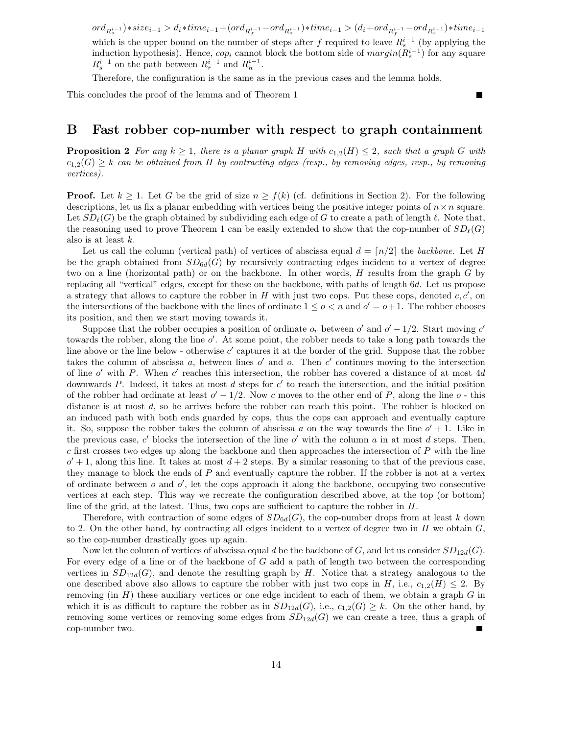$ord_{R_s^{i-1}}) * size_{i-1} > d_i * time_{i-1} + (ord_{R_f^{i-1}} - ord_{R_s^{i-1}}) * time_{i-1} > (d_i + ord_{R_f^{i-1}} - ord_{R_s^{i-1}}) * time_{i-1}$ which is the upper bound on the number of steps after $f$ required to leave $R_s^{i-1}$ (by applying the induction hypothesis). Hence, $cop_i$ cannot block the bottom side of $margin(R_s^{i-1})$ for any square $R_s^{i-1}$ on the path between $R_r^{i-1}$ and $R_h^{i-1}$.

Therefore, the configuration is the same as in the previous cases and the lemma holds.

This concludes the proof of the lemma and of Theorem 1 ■

## B Fast robber cop-number with respect to graph containment

**Proposition 2** *For any $k \geq 1$, there is a planar graph $H$ with $c_{1,2}(H) \leq 2$, such that a graph $G$ with $c_{1,2}(G) \geq k$ can be obtained from $H$ by contracting edges (resp., by removing edges, resp., by removing vertices).*

**Proof.** Let $k \geq 1$. Let $G$ be the grid of size $n \geq f(k)$ (cf. definitions in Section 2). For the following descriptions, let us fix a planar embedding with vertices being the positive integer points of $n \times n$ square. Let $SD_\ell(G)$ be the graph obtained by subdividing each edge of $G$ to create a path of length $\ell$. Note that, the reasoning used to prove Theorem 1 can be easily extended to show that the cop-number of $SD_\ell(G)$ also is at least $k$.

Let us call the column (vertical path) of vertices of abscissa equal $d = \lceil n/2 \rceil$ the *backbone*. Let $H$ be the graph obtained from $SD_{6d}(G)$ by recursively contracting edges incident to a vertex of degree two on a line (horizontal path) or on the backbone. In other words, $H$ results from the graph $G$ by replacing all "vertical" edges, except for these on the backbone, with paths of length $6d$. Let us propose a strategy that allows to capture the robber in $H$ with just two cops. Put these cops, denoted $c, c'$, on the intersections of the backbone with the lines of ordinate $1 \leq o < n$ and $o' = o+1$. The robber chooses its position, and then we start moving towards it.

Suppose that the robber occupies a position of ordinate $o_r$ between $o'$ and $o' - 1/2$. Start moving $c'$ towards the robber, along the line $o'$. At some point, the robber needs to take a long path towards the line above or the line below - otherwise $c'$ captures it at the border of the grid. Suppose that the robber takes the column of abscissa $a$, between lines $o'$ and $o$. Then $c'$ continues moving to the intersection of line $o'$ with $P$. When $c'$ reaches this intersection, the robber has covered a distance of at most $4d$ downwards $P$. Indeed, it takes at most $d$ steps for $c'$ to reach the intersection, and the initial position of the robber had ordinate at least $o' - 1/2$. Now $c$ moves to the other end of $P$, along the line $o$ - this distance is at most $d$, so he arrives before the robber can reach this point. The robber is blocked on an induced path with both ends guarded by cops, thus the cops can approach and eventually capture it. So, suppose the robber takes the column of abscissa $a$ on the way towards the line $o' + 1$. Like in the previous case, $c'$ blocks the intersection of the line $o'$ with the column $a$ in at most $d$ steps. Then, $c$ first crosses two edges up along the backbone and then approaches the intersection of $P$ with the line $o' + 1$, along this line. It takes at most $d + 2$ steps. By a similar reasoning to that of the previous case, they manage to block the ends of $P$ and eventually capture the robber. If the robber is not at a vertex of ordinate between $o$ and $o'$, let the cops approach it along the backbone, occupying two consecutive vertices at each step. This way we recreate the configuration described above, at the top (or bottom) line of the grid, at the latest. Thus, two cops are sufficient to capture the robber in $H$.

Therefore, with contraction of some edges of $SD_{6d}(G)$, the cop-number drops from at least $k$ down to 2. On the other hand, by contracting all edges incident to a vertex of degree two in $H$ we obtain $G$, so the cop-number drastically goes up again.

Now let the column of vertices of abscissa equal $d$ be the backbone of $G$, and let us consider $SD_{12d}(G)$. For every edge of a line or of the backbone of $G$ add a path of length two between the corresponding vertices in $SD_{12d}(G)$, and denote the resulting graph by $H$. Notice that a strategy analogous to the one described above also allows to capture the robber with just two cops in $H$, i.e., $c_{1,2}(H) \leq 2$. By removing (in $H$) these auxiliary vertices or one edge incident to each of them, we obtain a graph $G$ in which it is as difficult to capture the robber as in $SD_{12d}(G)$, i.e., $c_{1,2}(G) \geq k$. On the other hand, by removing some vertices or removing some edges from $SD_{12d}(G)$ we can create a tree, thus a graph of cop-number two. ■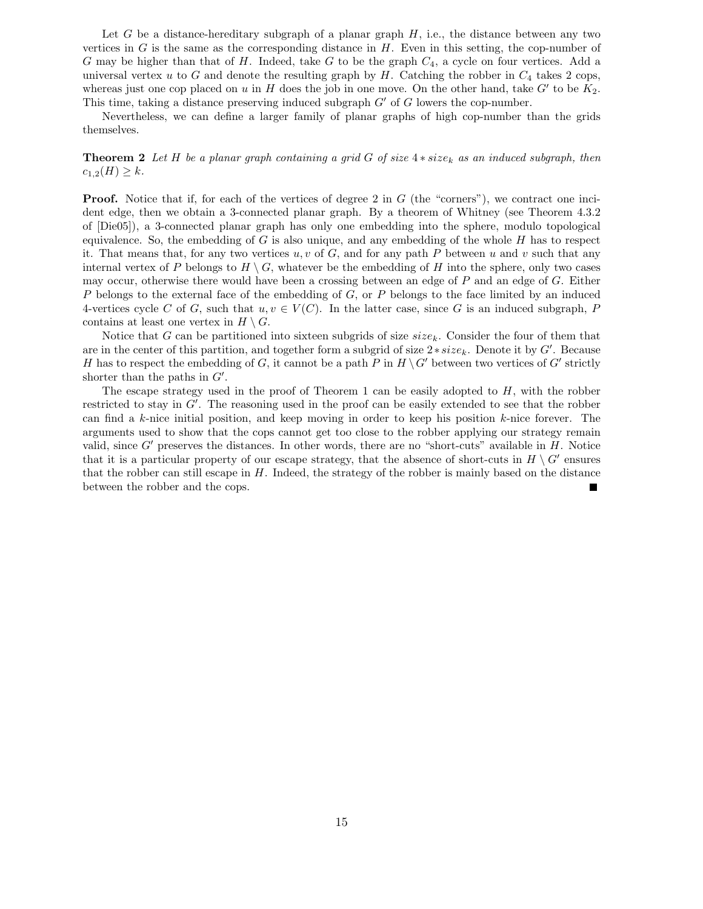Let $G$ be a distance-hereditary subgraph of a planar graph $H$, i.e., the distance between any two vertices in $G$ is the same as the corresponding distance in $H$. Even in this setting, the cop-number of $G$ may be higher than that of $H$. Indeed, take $G$ to be the graph $C_4$, a cycle on four vertices. Add a universal vertex $u$ to $G$ and denote the resulting graph by $H$. Catching the robber in $C_4$ takes 2 cops, whereas just one cop placed on $u$ in $H$ does the job in one move. On the other hand, take $G'$ to be $K_2$. This time, taking a distance preserving induced subgraph $G'$ of $G$ lowers the cop-number.

Nevertheless, we can define a larger family of planar graphs of high cop-number than the grids themselves.

**Theorem 2** *Let $H$ be a planar graph containing a grid $G$ of size $4 * size_k$ as an induced subgraph, then $c_{1,2}(H) \geq k$.*

**Proof.** Notice that if, for each of the vertices of degree 2 in $G$ (the "corners"), we contract one incident edge, then we obtain a 3-connected planar graph. By a theorem of Whitney (see Theorem 4.3.2 of [Die05]), a 3-connected planar graph has only one embedding into the sphere, modulo topological equivalence. So, the embedding of $G$ is also unique, and any embedding of the whole $H$ has to respect it. That means that, for any two vertices $u, v$ of $G$, and for any path $P$ between $u$ and $v$ such that any internal vertex of $P$ belongs to $H \setminus G$, whatever be the embedding of $H$ into the sphere, only two cases may occur, otherwise there would have been a crossing between an edge of $P$ and an edge of $G$. Either $P$ belongs to the external face of the embedding of $G$, or $P$ belongs to the face limited by an induced 4-vertices cycle $C$ of $G$, such that $u, v \in V(C)$. In the latter case, since $G$ is an induced subgraph, $P$ contains at least one vertex in $H \setminus G$.

Notice that $G$ can be partitioned into sixteen subgrids of size $size_k$. Consider the four of them that are in the center of this partition, and together form a subgrid of size $2 * size_k$. Denote it by $G'$. Because $H$ has to respect the embedding of $G$, it cannot be a path $P$ in $H \setminus G'$ between two vertices of $G'$ strictly shorter than the paths in $G'$.

The escape strategy used in the proof of Theorem 1 can be easily adopted to $H$, with the robber restricted to stay in $G'$. The reasoning used in the proof can be easily extended to see that the robber can find a $k$-nice initial position, and keep moving in order to keep his position $k$-nice forever. The arguments used to show that the cops cannot get too close to the robber applying our strategy remain valid, since $G'$ preserves the distances. In other words, there are no "short-cuts" available in $H$. Notice that it is a particular property of our escape strategy, that the absence of short-cuts in $H \setminus G'$ ensures that the robber can still escape in $H$. Indeed, the strategy of the robber is mainly based on the distance between the robber and the cops. ■